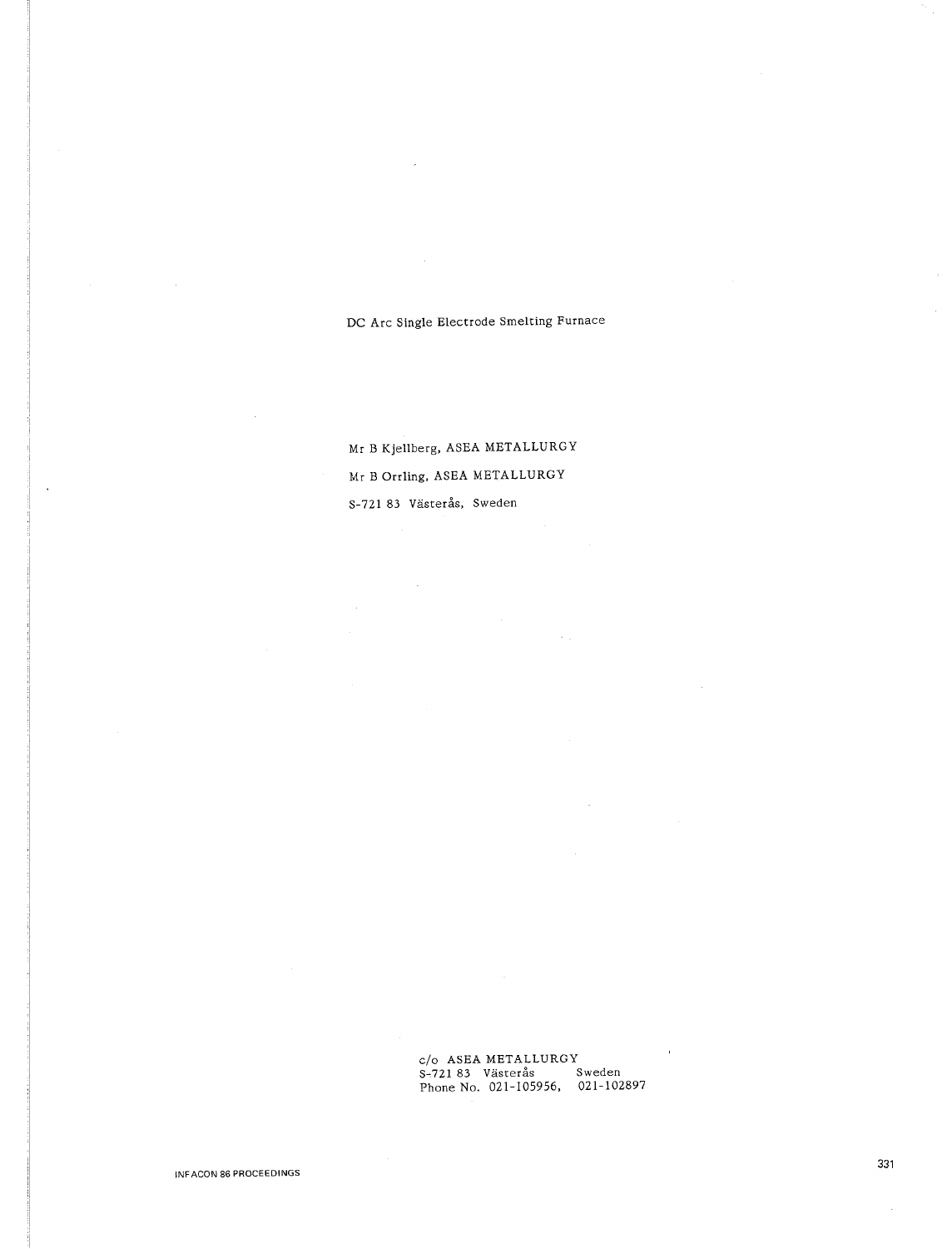# DC Arc Single Electrode Smelting Furnace

Mr B Kjellberg, ASEA METALLURGY

Mr B Orrling, ASEA METALLURGY

S-721 83 Västerås, Sweden

c/o ASEA METALLURGY
S-721 83 Västerås Sweden
Phone No. 021-105956, 021-102897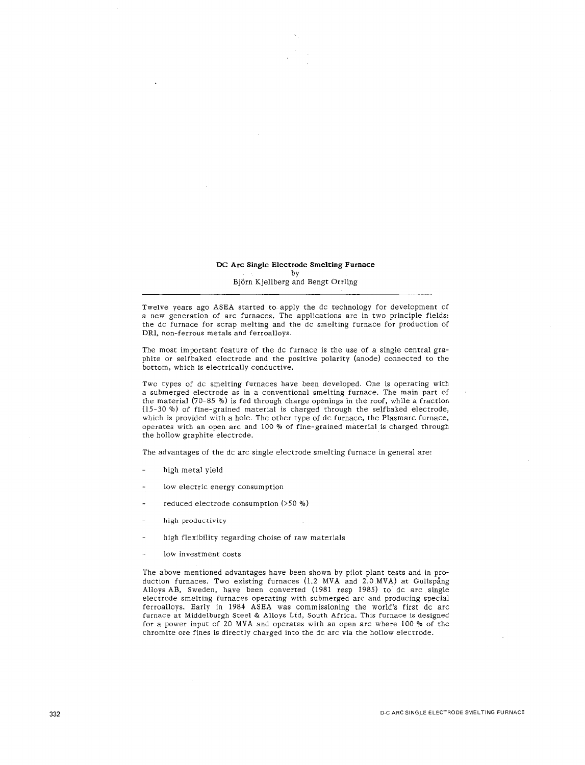**DC Arc Single Electrode Smelting Furnace**

by

Björn Kjellberg and Bengt Orrling

---

Twelve years ago ASEA started to apply the dc technology for development of a new generation of arc furnaces. The applications are in two principle fields: the dc furnace for scrap melting and the dc smelting furnace for production of DRI, non-ferrous metals and ferroalloys.

The most important feature of the dc furnace is the use of a single central graphite or selfbaked electrode and the positive polarity (anode) connected to the bottom, which is electrically conductive.

Two types of dc smelting furnaces have been developed. One is operating with a submerged electrode as in a conventional smelting furnace. The main part of the material (70-85 %) is fed through charge openings in the roof, while a fraction (15-30 %) of fine-grained material is charged through the selfbaked electrode, which is provided with a hole. The other type of dc furnace, the Plasmarc furnace, operates with an open arc and 100 % of fine-grained material is charged through the hollow graphite electrode.

The advantages of the dc arc single electrode smelting furnace in general are:

- high metal yield
- low electric energy consumption
- reduced electrode consumption (>50 %)
- high productivity
- high flexibility regarding choise of raw materials
- low investment costs

The above mentioned advantages have been shown by pilot plant tests and in production furnaces. Two existing furnaces (1.2 MVA and 2.0 MVA) at Gullspång Alloys AB, Sweden, have been converted (1981 resp 1985) to dc arc single electrode smelting furnaces operating with submerged arc and producing special ferroalloys. Early in 1984 ASEA was commissioning the world's first dc arc furnace at Middelburgh Steel & Alloys Ltd, South Africa. This furnace is designed for a power input of 20 MVA and operates with an open arc where 100 % of the chromite ore fines is directly charged into the dc arc via the hollow electrode.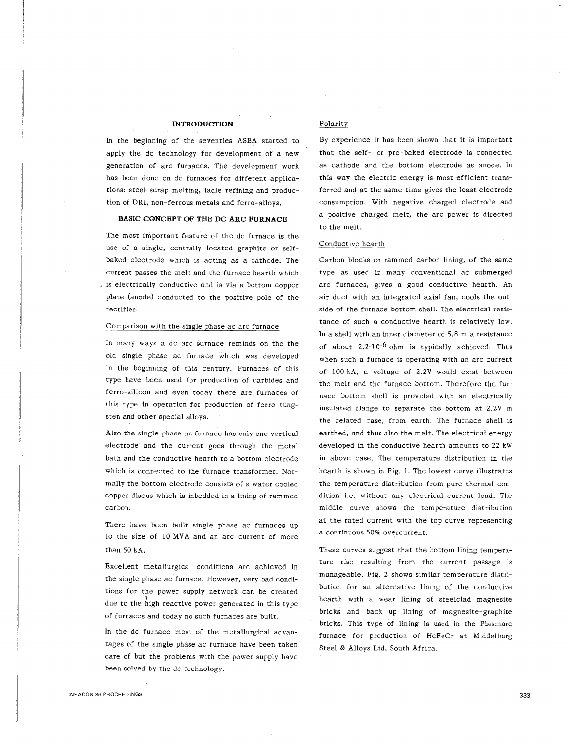## INTRODUCTION

In the beginning of the seventies ASEA started to apply the dc technology for development of a new generation of arc furnaces. The development work has been done on dc furnaces for different applications: steel scrap melting, ladle refining and production of DRI, non-ferrous metals and ferro-alloys.

## BASIC CONCEPT OF THE DC ARC FURNACE

The most important feature of the dc furnace is the use of a single, centrally located graphite or self-baked electrode which is acting as a cathode. The current passes the melt and the furnace hearth which is electrically conductive and is via a bottom copper plate (anode) conducted to the positive pole of the rectifier.

### Comparison with the single phase ac arc furnace

In many ways a dc arc furnace reminds on the the old single phase ac furnace which was developed in the beginning of this century. Furnaces of this type have been used for production of carbides and ferro-silicon and even today there are furnaces of this type in operation for production of ferro-tungsten and other special alloys.

Also the single phase ac furnace has only one vertical electrode and the current goes through the metal bath and the conductive hearth to a bottom electrode which is connected to the furnace transformer. Normally the bottom electrode consists of a water cooled copper discus which is inbedded in a lining of rammed carbon.

There have been built single phase ac furnaces up to the size of 10 MVA and an arc current of more than 50 kA.

Excellent metallurgical conditions are achieved in the single phase ac furnace. However, very bad conditions for the power supply network can be created due to the high reactive power generated in this type of furnaces and today no such furnaces are built.

In the dc furnace most of the metallurgical advantages of the single phase ac furnace have been taken care of but the problems with the power supply have been solved by the dc technology.

### Polarity

By experience it has been shown that it is important that the self- or pre-baked electrode is connected as cathode and the bottom electrode as anode. In this way the electric energy is most efficient transferred and at the same time gives the least electrode consumption. With negative charged electrode and a positive charged melt, the arc power is directed to the melt.

### Conductive hearth

Carbon blocks or rammed carbon lining, of the same type as used in many conventional ac submerged arc furnaces, gives a good conductive hearth. An air duct with an integrated axial fan, cools the outside of the furnace bottom shell. The electrical resistance of such a conductive hearth is relatively low. In a shell with an inner diameter of 5.8 m a resistance of about $2.2 \cdot 10^{-6}$ ohm is typically achieved. Thus when such a furnace is operating with an arc current of 100 kA, a voltage of 2.2V would exist between the melt and the furnace bottom. Therefore the furnace bottom shell is provided with an electrically insulated flange to separate the bottom at 2.2V in the related case, from earth. The furnace shell is earthed, and thus also the melt. The electrical energy developed in the conductive hearth amounts to 22 kW in above case. The temperature distribution in the hearth is shown in Fig. 1. The lowest curve illustrates the temperature distribution from pure thermal condition i.e. without any electrical current load. The middle curve shows the temperature distribution at the rated current with the top curve representing a continuous 50% overcurrent.

These curves suggest that the bottom lining temperature rise resulting from the current passage is manageable. Fig. 2 shows similar temperature distribution for an alternative lining of the conductive hearth with a wear lining of steelclad magnesite bricks and back up lining of magnesite-graphite bricks. This type of lining is used in the Plasmarc furnace for production of HcFeCr at Middelburg Steel & Alloys Ltd, South Africa.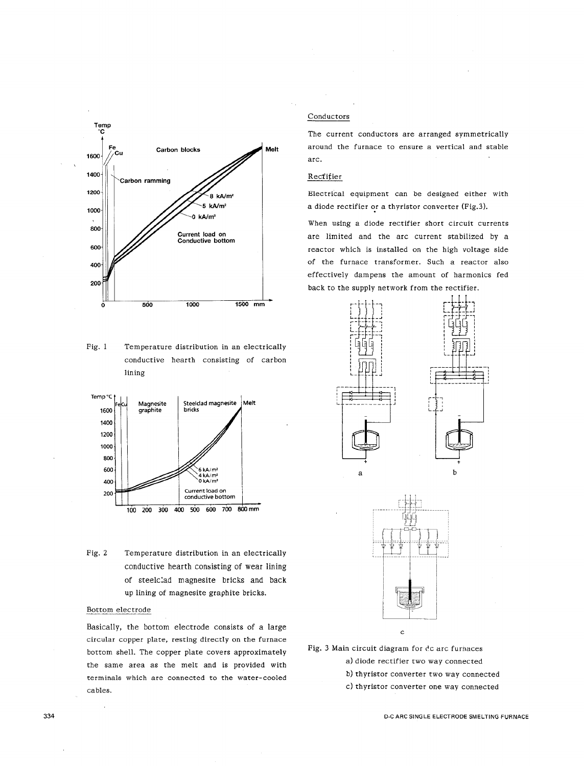Temp °C

Fe

Cu

1600

1400

1200

1000

800

600

400

200

0

Carbon blocks

Carbon ramming

Melt

8 kA/m²

5 kA/m²

0 kA/m²

Current load on Conductive bottom

500

1000

1500 mm

Fig. 1 Temperature distribution in an electrically conductive hearth consisting of carbon lining

Temp °C

Fe

Cu

Magnesite graphite

Steelclad magnesite bricks

Melt

1600

1400

1200

1000

800

600

400

200

6 kA/m²

4 kA/m²

0 kA/m²

Current load on conductive bottom

100 200 300 400 500 600 700 800 mm

Fig. 2 Temperature distribution in an electrically conductive hearth consisting of wear lining of steelclad magnesite bricks and back up lining of magnesite graphite bricks.

Bottom electrode

Basically, the bottom electrode consists of a large circular copper plate, resting directly on the furnace bottom shell. The copper plate covers approximately the same area as the melt and is provided with terminals which are connected to the water-cooled cables.

Conductors

The current conductors are arranged symmetrically around the furnace to ensure a vertical and stable arc.

Rectifier

Electrical equipment can be designed either with a diode rectifier or a thyristor converter (Fig.3).

When using a diode rectifier short circuit currents are limited and the arc current stabilized by a reactor which is installed on the high voltage side of the furnace transformer. Such a reactor also effectively dampens the amount of harmonics fed back to the supply network from the rectifier.

a

b

c

Fig. 3 Main circuit diagram for dc arc furnaces

a) diode rectifier two way connected

b) thyristor converter two way connected

c) thyristor converter one way connected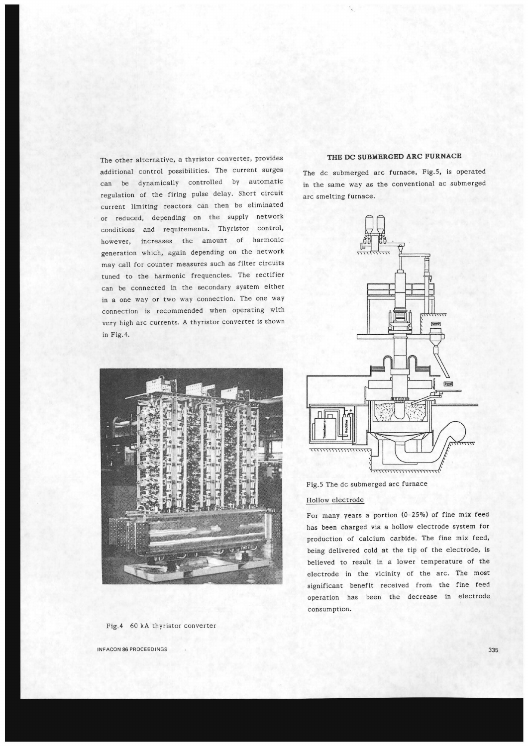The other alternative, a thyristor converter, provides additional control possibilities. The current surges can be dynamically controlled by automatic regulation of the firing pulse delay. Short circuit current limiting reactors can then be eliminated or reduced, depending on the supply network conditions and requirements. Thyristor control, however, increases the amount of harmonic generation which, again depending on the network may call for counter measures such as filter circuits tuned to the harmonic frequencies. The rectifier can be connected in the secondary system either in a one way or two way connection. The one way connection is recommended when operating with very high arc currents. A thyristor converter is shown in Fig.4.

Fig.4 60 kA thyristor converter

### THE DC SUBMERGED ARC FURNACE

The dc submerged arc furnace, Fig.5, is operated in the same way as the conventional ac submerged arc smelting furnace.

Transformer

Rectifier

Fig.5 The dc submerged arc furnace

#### Hollow electrode

For many years a portion (0-25%) of fine mix feed has been charged via a hollow electrode system for production of calcium carbide. The fine mix feed, being delivered cold at the tip of the electrode, is believed to result in a lower temperature of the electrode in the vicinity of the arc. The most significant benefit received from the fine feed operation has been the decrease in electrode consumption.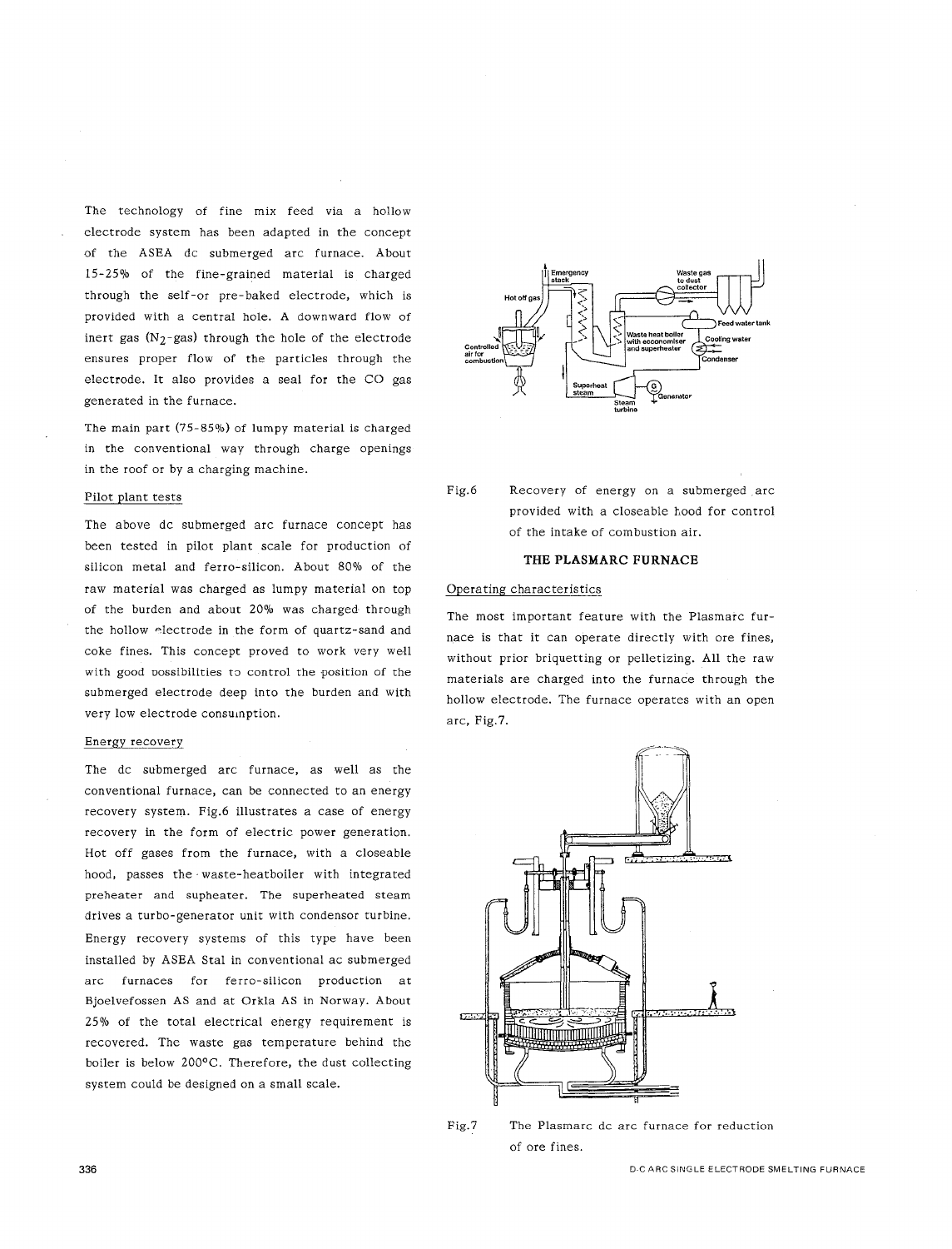The technology of fine mix feed via a hollow electrode system has been adapted in the concept of the ASEA dc submerged arc furnace. About 15-25% of the fine-grained material is charged through the self-or pre-baked electrode, which is provided with a central hole. A downward flow of inert gas ($N_2$-gas) through the hole of the electrode ensures proper flow of the particles through the electrode. It also provides a seal for the CO gas generated in the furnace.

The main part (75-85%) of lumpy material is charged in the conventional way through charge openings in the roof or by a charging machine.

### Pilot plant tests

The above dc submerged arc furnace concept has been tested in pilot plant scale for production of silicon metal and ferro-silicon. About 80% of the raw material was charged as lumpy material on top of the burden and about 20% was charged through the hollow electrode in the form of quartz-sand and coke fines. This concept proved to work very well with good possibilities to control the position of the submerged electrode deep into the burden and with very low electrode consumption.

### Energy recovery

The dc submerged arc furnace, as well as the conventional furnace, can be connected to an energy recovery system. Fig.6 illustrates a case of energy recovery in the form of electric power generation. Hot off gases from the furnace, with a closeable hood, passes the waste-heatboiler with integrated preheater and supheater. The superheated steam drives a turbo-generator unit with condensor turbine. Energy recovery systems of this type have been installed by ASEA Stal in conventional ac submerged arc furnaces for ferro-silicon production at Bjoelvefossen AS and at Orkla AS in Norway. About 25% of the total electrical energy requirement is recovered. The waste gas temperature behind the boiler is below 200°C. Therefore, the dust collecting system could be designed on a small scale.

Emergency stack
Waste gas to dust collector
Hot off gas
Feed water tank
Controlled air for combustion
Waste heat boiler with ecconomiser and superheater
Cooling water
Condenser
Superheat steam
Generator
Steam turbine

Fig.6 Recovery of energy on a submerged arc provided with a closeable hood for control of the intake of combustion air.

## THE PLASMARC FURNACE

### Operating characteristics

The most important feature with the Plasmarc furnace is that it can operate directly with ore fines, without prior briquetting or pelletizing. All the raw materials are charged into the furnace through the hollow electrode. The furnace operates with an open arc, Fig.7.

Fig.7 The Plasmarc dc arc furnace for reduction of ore fines.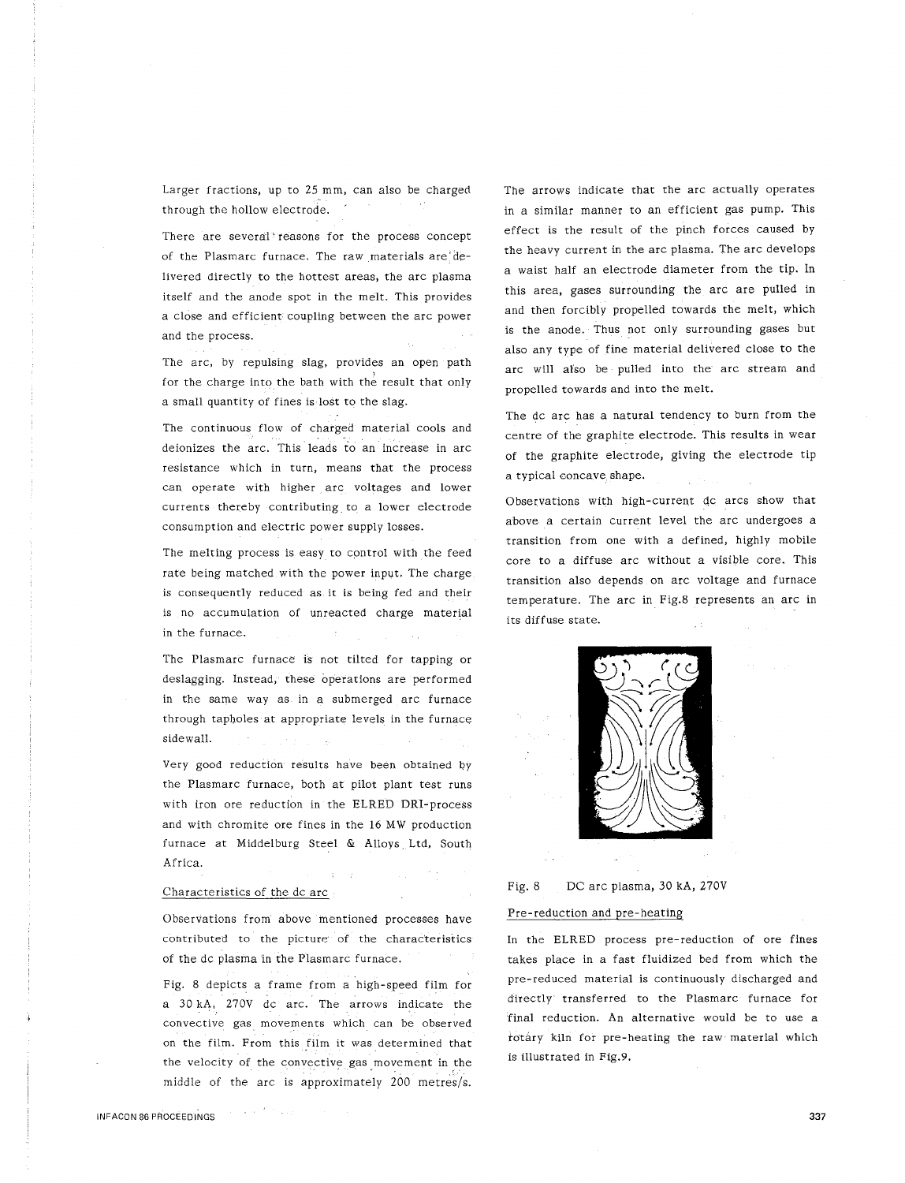Larger fractions, up to 25 mm, can also be charged through the hollow electrode.

There are several reasons for the process concept of the Plasmarc furnace. The raw materials are delivered directly to the hottest areas, the arc plasma itself and the anode spot in the melt. This provides a close and efficient coupling between the arc power and the process.

The arc, by repulsing slag, provides an open path for the charge into the bath with the result that only a small quantity of fines is lost to the slag.

The continuous flow of charged material cools and deionizes the arc. This leads to an increase in arc resistance which in turn, means that the process can operate with higher arc voltages and lower currents thereby contributing to a lower electrode consumption and electric power supply losses.

The melting process is easy to control with the feed rate being matched with the power input. The charge is consequently reduced as it is being fed and their is no accumulation of unreacted charge material in the furnace.

The Plasmarc furnace is not tilted for tapping or deslagging. Instead, these operations are performed in the same way as in a submerged arc furnace through tapholes at appropriate levels in the furnace sidewall.

Very good reduction results have been obtained by the Plasmarc furnace, both at pilot plant test runs with iron ore reduction in the ELRED DRI-process and with chromite ore fines in the 16 MW production furnace at Middelburg Steel & Alloys Ltd, South Africa.

## Characteristics of the dc arc

Observations from above mentioned processes have contributed to the picture of the characteristics of the dc plasma in the Plasmarc furnace.

Fig. 8 depicts a frame from a high-speed film for a 30 kA, 270V dc arc. The arrows indicate the convective gas movements which can be observed on the film. From this film it was determined that the velocity of the convective gas movement in the middle of the arc is approximately 200 metres/s. The arrows indicate that the arc actually operates in a similar manner to an efficient gas pump. This effect is the result of the pinch forces caused by the heavy current in the arc plasma. The arc develops a waist half an electrode diameter from the tip. In this area, gases surrounding the arc are pulled in and then forcibly propelled towards the melt, which is the anode. Thus not only surrounding gases but also any type of fine material delivered close to the arc will also be pulled into the arc stream and propelled towards and into the melt.

The dc arc has a natural tendency to burn from the centre of the graphite electrode. This results in wear of the graphite electrode, giving the electrode tip a typical concave shape.

Observations with high-current dc arcs show that above a certain current level the arc undergoes a transition from one with a defined, highly mobile core to a diffuse arc without a visible core. This transition also depends on arc voltage and furnace temperature. The arc in Fig.8 represents an arc in its diffuse state.

Fig. 8 DC arc plasma, 30 kA, 270V

## Pre-reduction and pre-heating

In the ELRED process pre-reduction of ore fines takes place in a fast fluidized bed from which the pre-reduced material is continuously discharged and directly transferred to the Plasmarc furnace for final reduction. An alternative would be to use a rotary kiln for pre-heating the raw material which is illustrated in Fig.9.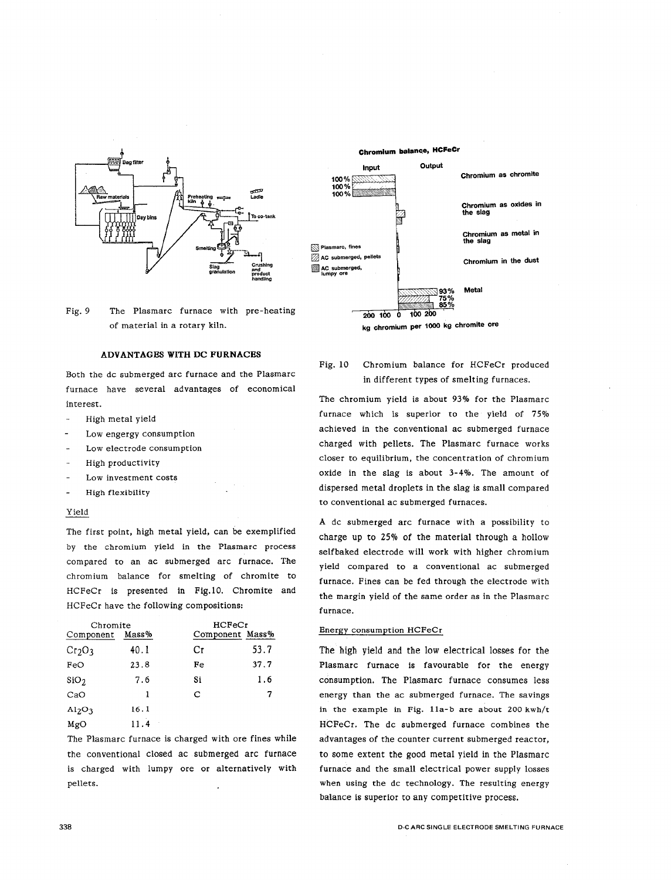Bag filter

Raw materials

Day bins

Preheating kiln

Ladle

To co-tank

Smelting

Slag granulation

Crushing and product handling

Fig. 9 The Plasmarc furnace with pre-heating of material in a rotary kiln.

Chromium balance, HCFeCr

Input

Output

100%
100%
100%

Chromium as chromite

Chromium as oxides in the slag

Chromium as metal in the slag

Chromium in the dust

Plasmarc, fines

AC submerged, pellets

AC submerged, lumpy ore

93%
75%
85%

Metal

200 100 0 100 200

kg chromium per 1000 kg chromite ore

Fig. 10 Chromium balance for HCFeCr produced in different types of smelting furnaces.

## ADVANTAGES WITH DC FURNACES

Both the dc submerged arc furnace and the Plasmarc furnace have several advantages of economical interest.

- High metal yield
- Low engergy consumption
- Low electrode consumption
- High productivity
- Low investment costs
- High flexibility

### Yield

The first point, high metal yield, can be exemplified by the chromium yield in the Plasmarc process compared to an ac submerged arc furnace. The chromium balance for smelting of chromite to HCFeCr is presented in Fig.10. Chromite and HCFeCr have the following compositions:

| Chromite Component | Mass% | HCFeCr Component | Mass% |
|---|---|---|---|
| $Cr_2O_3$ | 40.1 | Cr | 53.7 |
| FeO | 23.8 | Fe | 37.7 |
| $SiO_2$ | 7.6 | Si | 1.6 |
| CaO | 1 | C | 7 |
| $Al_2O_3$ | 16.1 | | |
| MgO | 11.4 | | |

The Plasmarc furnace is charged with ore fines while the conventional closed ac submerged arc furnace is charged with lumpy ore or alternatively with pellets.

The chromium yield is about 93% for the Plasmarc furnace which is superior to the yield of 75% achieved in the conventional ac submerged furnace charged with pellets. The Plasmarc furnace works closer to equilibrium, the concentration of chromium oxide in the slag is about 3-4%. The amount of dispersed metal droplets in the slag is small compared to conventional ac submerged furnaces.

A dc submerged arc furnace with a possibility to charge up to 25% of the material through a hollow selfbaked electrode will work with higher chromium yield compared to a conventional ac submerged furnace. Fines can be fed through the electrode with the margin yield of the same order as in the Plasmarc furnace.

### Energy consumption HCFeCr

The high yield and the low electrical losses for the Plasmarc furnace is favourable for the energy consumption. The Plasmarc furnace consumes less energy than the ac submerged furnace. The savings in the example in Fig. 11a-b are about 200 kwh/t HCFeCr. The dc submerged furnace combines the advantages of the counter current submerged reactor, to some extent the good metal yield in the Plasmarc furnace and the small electrical power supply losses when using the dc technology. The resulting energy balance is superior to any competitive process.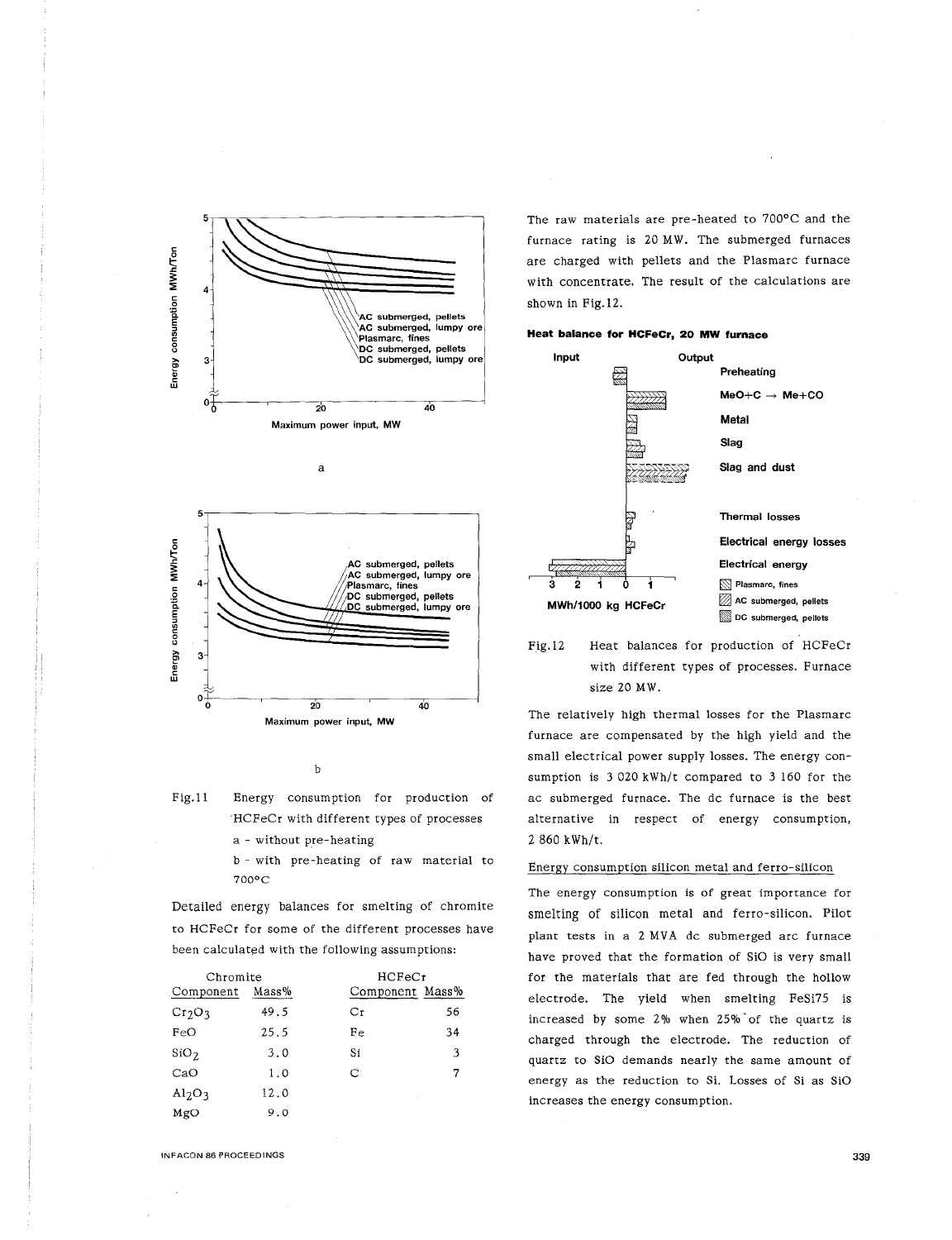Fig.11 Energy consumption for production of HCFeCr with different types of processes

a - without pre-heating

b - with pre-heating of raw material to 700°C

Detailed energy balances for smelting of chromite to HCFeCr for some of the different processes have been calculated with the following assumptions:

| Chromite | | HCFeCr | |
|---|---|---|---|
| Component | Mass% | Component | Mass% |
| $Cr_2O_3$ | 49.5 | Cr | 56 |
| FeO | 25.5 | Fe | 34 |
| $SiO_2$ | 3.0 | Si | 3 |
| CaO | 1.0 | C | 7 |
| $Al_2O_3$ | 12.0 | | |
| MgO | 9.0 | | |

The raw materials are pre-heated to 700°C and the furnace rating is 20 MW. The submerged furnaces are charged with pellets and the Plasmarc furnace with concentrate. The result of the calculations are shown in Fig.12.

Fig.12 Heat balances for production of HCFeCr with different types of processes. Furnace size 20 MW.

The relatively high thermal losses for the Plasmarc furnace are compensated by the high yield and the small electrical power supply losses. The energy consumption is 3 020 kWh/t compared to 3 160 for the ac submerged furnace. The dc furnace is the best alternative in respect of energy consumption, 2 860 kWh/t.

## Energy consumption silicon metal and ferro-silicon

The energy consumption is of great importance for smelting of silicon metal and ferro-silicon. Pilot plant tests in a 2 MVA dc submerged arc furnace have proved that the formation of SiO is very small for the materials that are fed through the hollow electrode. The yield when smelting FeSi75 is increased by some 2% when 25% of the quartz is charged through the electrode. The reduction of quartz to SiO demands nearly the same amount of energy as the reduction to Si. Losses of Si as SiO increases the energy consumption.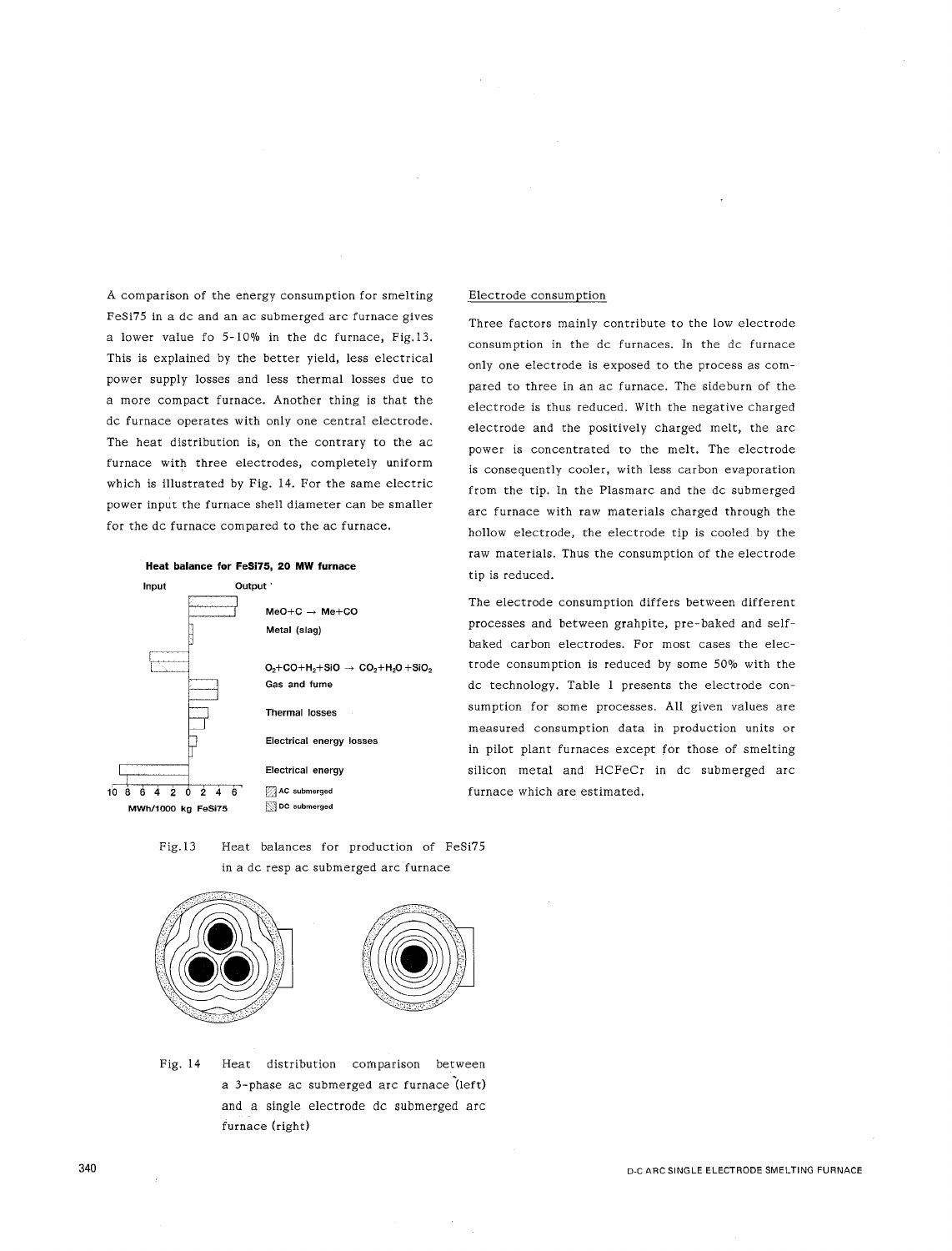A comparison of the energy consumption for smelting FeSi75 in a dc and an ac submerged arc furnace gives a lower value fo 5-10% in the dc furnace, Fig.13. This is explained by the better yield, less electrical power supply losses and less thermal losses due to a more compact furnace. Another thing is that the dc furnace operates with only one central electrode. The heat distribution is, on the contrary to the ac furnace with three electrodes, completely uniform which is illustrated by Fig. 14. For the same electric power input the furnace shell diameter can be smaller for the dc furnace compared to the ac furnace.

**Heat balance for FeSi75, 20 MW furnace**

Input

Output

$MeO+C \rightarrow Me+CO$

Metal (slag)

$O_2+CO+H_2+SiO \rightarrow CO_2+H_2O+SiO_2$

Gas and fume

Thermal losses

Electrical energy losses

Electrical energy

10 8 6 4 2 0 2 4 6

MWh/1000 kg FeSi75

AC submerged

DC submerged

Fig.13 Heat balances for production of FeSi75 in a dc resp ac submerged arc furnace

Fig. 14 Heat distribution comparison between a 3-phase ac submerged arc furnace (left) and a single electrode dc submerged arc furnace (right)

## Electrode consumption

Three factors mainly contribute to the low electrode consumption in the dc furnaces. In the dc furnace only one electrode is exposed to the process as compared to three in an ac furnace. The sideburn of the electrode is thus reduced. With the negative charged electrode and the positively charged melt, the arc power is concentrated to the melt. The electrode is consequently cooler, with less carbon evaporation from the tip. In the Plasmarc and the dc submerged arc furnace with raw materials charged through the hollow electrode, the electrode tip is cooled by the raw materials. Thus the consumption of the electrode tip is reduced.

The electrode consumption differs between different processes and between grahpite, pre-baked and self-baked carbon electrodes. For most cases the electrode consumption is reduced by some 50% with the dc technology. Table 1 presents the electrode consumption for some processes. All given values are measured consumption data in production units or in pilot plant furnaces except for those of smelting silicon metal and HCFeCr in dc submerged arc furnace which are estimated.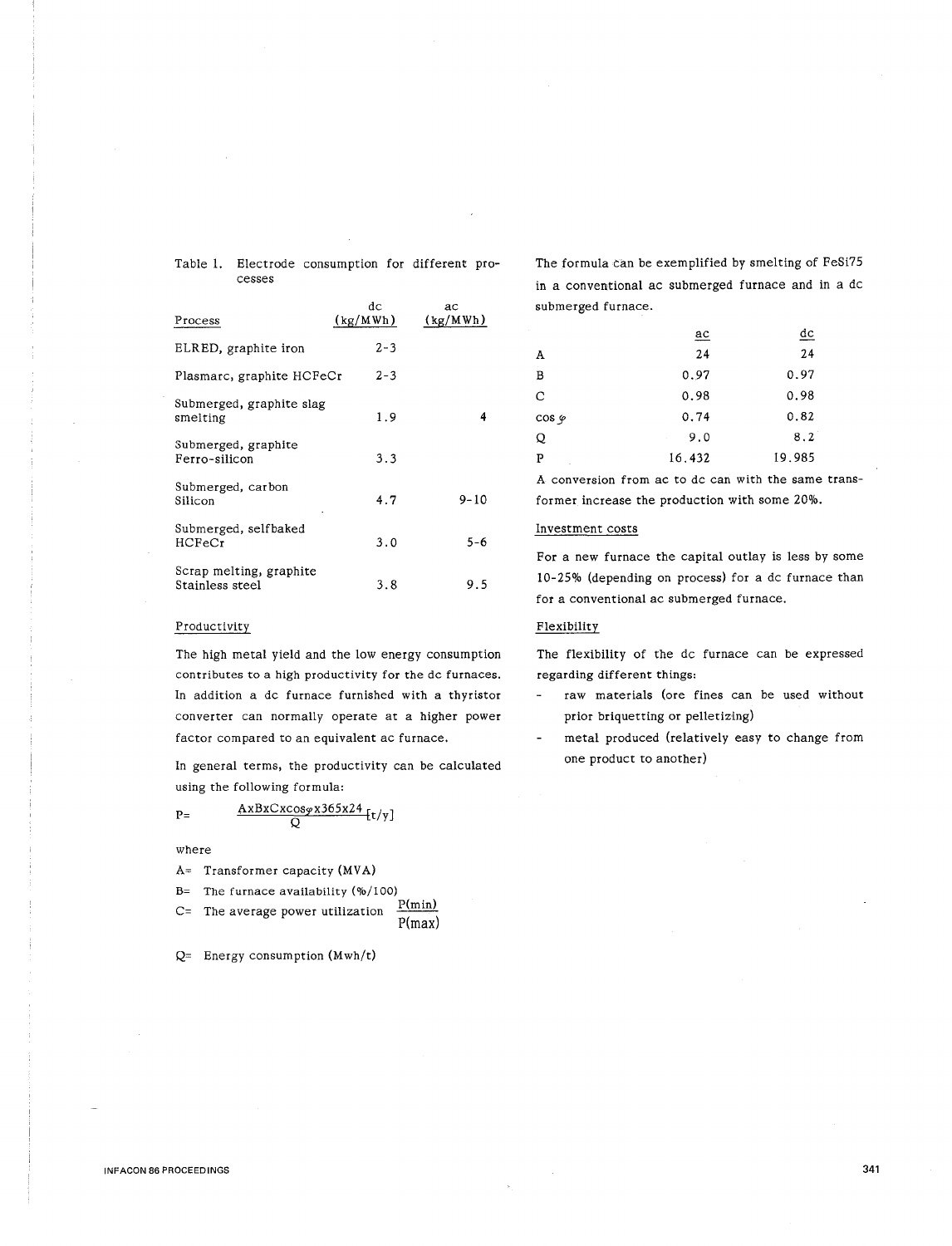Table 1. Electrode consumption for different processes

| Process | dc (kg/MWh) | ac (kg/MWh) |
|---|---|---|
| ELRED, graphite iron | 2-3 | |
| Plasmarc, graphite HCFeCr | 2-3 | |
| Submerged, graphite slag smelting | 1.9 | 4 |
| Submerged, graphite Ferro-silicon | 3.3 | |
| Submerged, carbon Silicon | 4.7 | 9-10 |
| Submerged, selfbaked HCFeCr | 3.0 | 5-6 |
| Scrap melting, graphite Stainless steel | 3.8 | 9.5 |

## Productivity

The high metal yield and the low energy consumption contributes to a high productivity for the dc furnaces. In addition a dc furnace furnished with a thyristor converter can normally operate at a higher power factor compared to an equivalent ac furnace.

In general terms, the productivity can be calculated using the following formula:

$$P = \frac{A \times B \times C \times \cos\varphi \times 365 \times 24}{Q} \; [t/y]$$

where

A= Transformer capacity (MVA)

B= The furnace availability (%/100)

C= The average power utilization $\frac{P(min)}{P(max)}$

Q= Energy consumption (Mwh/t)

The formula can be exemplified by smelting of FeSi75 in a conventional ac submerged furnace and in a dc submerged furnace.

| | ac | dc |
|---|---|---|
| A | 24 | 24 |
| B | 0.97 | 0.97 |
| C | 0.98 | 0.98 |
| $\cos\varphi$ | 0.74 | 0.82 |
| Q | 9.0 | 8.2 |
| P | 16.432 | 19.985 |

A conversion from ac to dc can with the same transformer increase the production with some 20%.

## Investment costs

For a new furnace the capital outlay is less by some 10-25% (depending on process) for a dc furnace than for a conventional ac submerged furnace.

## Flexibility

The flexibility of the dc furnace can be expressed regarding different things:

- raw materials (ore fines can be used without prior briquetting or pelletizing)
- metal produced (relatively easy to change from one product to another)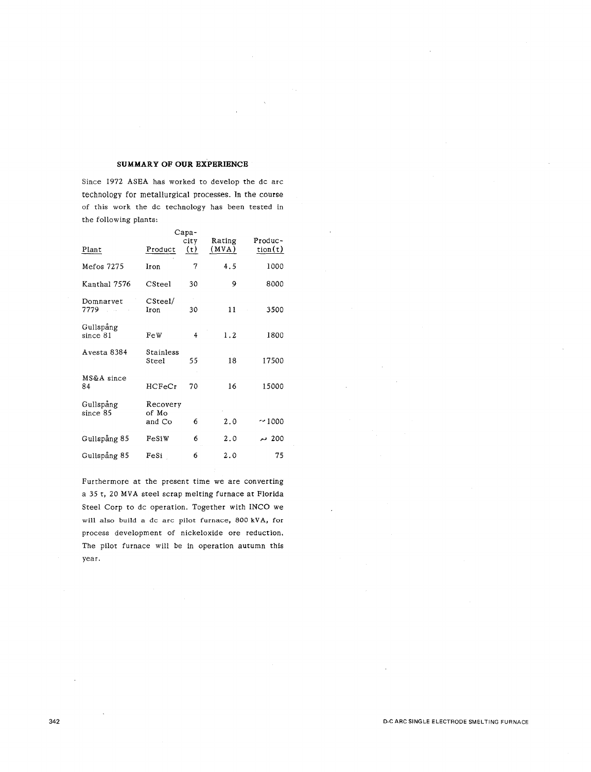## SUMMARY OF OUR EXPERIENCE

Since 1972 ASEA has worked to develop the dc arc technology for metallurgical processes. In the course of this work the dc technology has been tested in the following plants:

| Plant | Product | Capacity (t) | Rating (MVA) | Production (t) |
|---|---|---|---|---|
| Mefos 7275 | Iron | 7 | 4.5 | 1000 |
| Kanthal 7576 | CSteel | 30 | 9 | 8000 |
| Domnarvet 7779 | CSteel/ Iron | 30 | 11 | 3500 |
| Gullspång since 81 | FeW | 4 | 1.2 | 1800 |
| Avesta 8384 | Stainless Steel | 55 | 18 | 17500 |
| MS&A since 84 | HCFeCr | 70 | 16 | 15000 |
| Gullspång since 85 | Recovery of Mo and Co | 6 | 2.0 | ~1000 |
| Gullspång 85 | FeSiW | 6 | 2.0 | ~ 200 |
| Gullspång 85 | FeSi | 6 | 2.0 | 75 |

Furthermore at the present time we are converting a 35 t, 20 MVA steel scrap melting furnace at Florida Steel Corp to dc operation. Together with INCO we will also build a dc arc pilot furnace, 800 kVA, for process development of nickeloxide ore reduction. The pilot furnace will be in operation autumn this year.